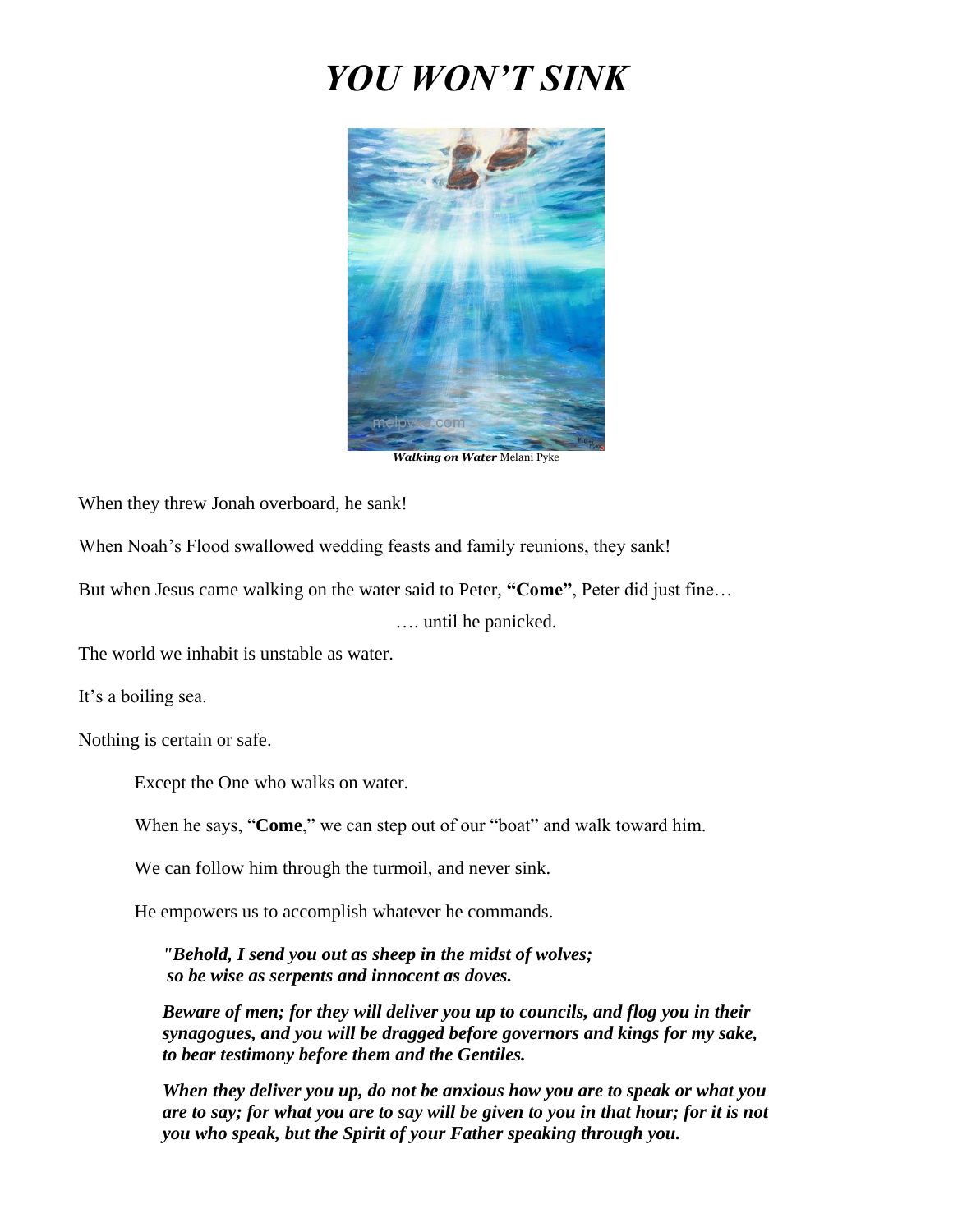# *YOU WON'T SINK*

***Walking on Water*** Melani Pyke

When they threw Jonah overboard, he sank!

When Noah's Flood swallowed wedding feasts and family reunions, they sank!

But when Jesus came walking on the water said to Peter, **"Come"**, Peter did just fine…

…. until he panicked.

The world we inhabit is unstable as water.

It's a boiling sea.

Nothing is certain or safe.

Except the One who walks on water.

When he says, "**Come**," we can step out of our "boat" and walk toward him.

We can follow him through the turmoil, and never sink.

He empowers us to accomplish whatever he commands.

***"Behold, I send you out as sheep in the midst of wolves;***
***so be wise as serpents and innocent as doves.***

***Beware of men; for they will deliver you up to councils, and flog you in their synagogues, and you will be dragged before governors and kings for my sake, to bear testimony before them and the Gentiles.***

***When they deliver you up, do not be anxious how you are to speak or what you are to say; for what you are to say will be given to you in that hour; for it is not you who speak, but the Spirit of your Father speaking through you.***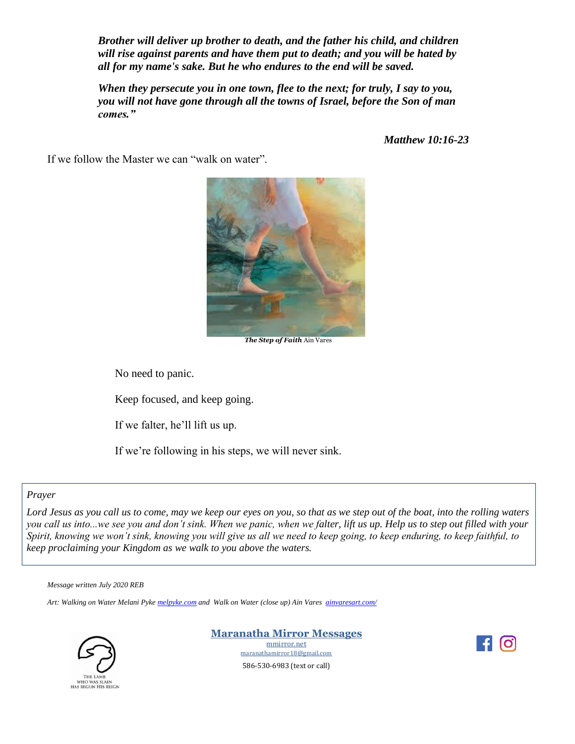***Brother will deliver up brother to death, and the father his child, and children will rise against parents and have them put to death; and you will be hated by all for my name's sake. But he who endures to the end will be saved.***

***When they persecute you in one town, flee to the next; for truly, I say to you, you will not have gone through all the towns of Israel, before the Son of man comes."***

***Matthew 10:16-23***

If we follow the Master we can "walk on water".

***The Step of Faith*** Ain Vares

No need to panic.

Keep focused, and keep going.

If we falter, he'll lift us up.

If we're following in his steps, we will never sink.

*Prayer*

*Lord Jesus as you call us to come, may we keep our eyes on you, so that as we step out of the boat, into the rolling waters you call us into...we see you and don't sink. When we panic, when we falter, lift us up. Help us to step out filled with your Spirit, knowing we won't sink, knowing you will give us all we need to keep going, to keep enduring, to keep faithful, to keep proclaiming your Kingdom as we walk to you above the waters.*

*Message written July 2020 REB*

*Art: Walking on Water Melani Pyke [melpyke.com](melpyke.com) and Walk on Water (close up) Ain Vares [ainvaresart.com/](ainvaresart.com/)*

THE LAMB WHO WAS SLAIN HAS BEGUN HIS REIGN

**Maranatha Mirror Messages**

mmirror.net

maranathamirror18@gmail.com

586-530-6983 (text or call)